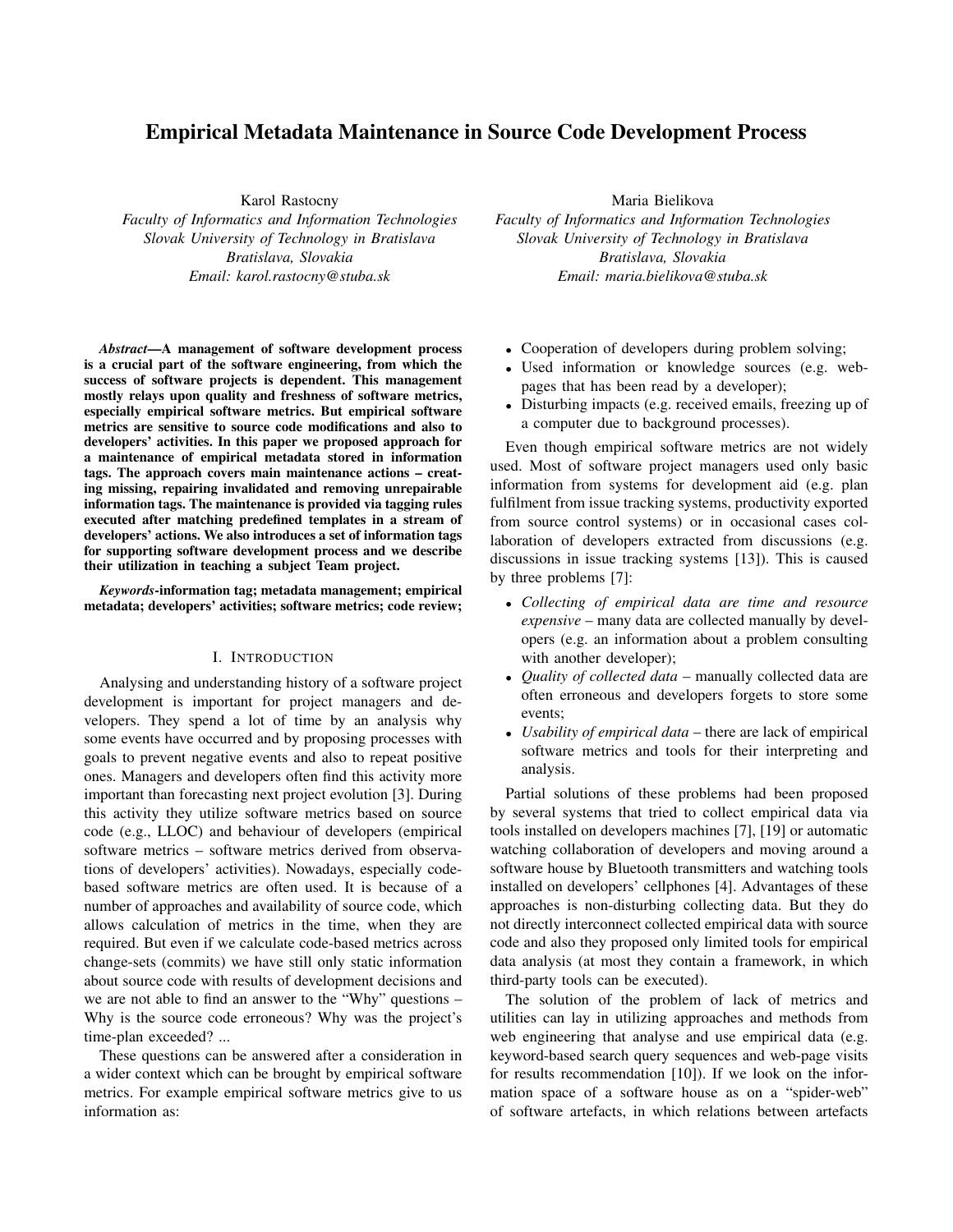# Empirical Metadata Maintenance in Source Code Development Process

Karol Rastocny
*Faculty of Informatics and Information Technologies*
*Slovak University of Technology in Bratislava*
*Bratislava, Slovakia*
*Email: karol.rastocny@stuba.sk*

Maria Bielikova
*Faculty of Informatics and Information Technologies*
*Slovak University of Technology in Bratislava*
*Bratislava, Slovakia*
*Email: maria.bielikova@stuba.sk*

***Abstract*—A management of software development process is a crucial part of the software engineering, from which the success of software projects is dependent. This management mostly relays upon quality and freshness of software metrics, especially empirical software metrics. But empirical software metrics are sensitive to source code modifications and also to developers' activities. In this paper we proposed approach for a maintenance of empirical metadata stored in information tags. The approach covers main maintenance actions – creating missing, repairing invalidated and removing unrepairable information tags. The maintenance is provided via tagging rules executed after matching predefined templates in a stream of developers' actions. We also introduces a set of information tags for supporting software development process and we describe their utilization in teaching a subject Team project.**

***Keywords*-information tag; metadata management; empirical metadata; developers' activities; software metrics; code review;**

## I. Introduction

Analysing and understanding history of a software project development is important for project managers and developers. They spend a lot of time by an analysis why some events have occurred and by proposing processes with goals to prevent negative events and also to repeat positive ones. Managers and developers often find this activity more important than forecasting next project evolution [3]. During this activity they utilize software metrics based on source code (e.g., LLOC) and behaviour of developers (empirical software metrics – software metrics derived from observations of developers' activities). Nowadays, especially code-based software metrics are often used. It is because of a number of approaches and availability of source code, which allows calculation of metrics in the time, when they are required. But even if we calculate code-based metrics across change-sets (commits) we have still only static information about source code with results of development decisions and we are not able to find an answer to the "Why" questions – Why is the source code erroneous? Why was the project's time-plan exceeded? ...

These questions can be answered after a consideration in a wider context which can be brought by empirical software metrics. For example empirical software metrics give to us information as:

- Cooperation of developers during problem solving;
- Used information or knowledge sources (e.g. web-pages that has been read by a developer);
- Disturbing impacts (e.g. received emails, freezing up of a computer due to background processes).

Even though empirical software metrics are not widely used. Most of software project managers used only basic information from systems for development aid (e.g. plan fulfilment from issue tracking systems, productivity exported from source control systems) or in occasional cases collaboration of developers extracted from discussions (e.g. discussions in issue tracking systems [13]). This is caused by three problems [7]:

- *Collecting of empirical data are time and resource expensive* – many data are collected manually by developers (e.g. an information about a problem consulting with another developer);
- *Quality of collected data* – manually collected data are often erroneous and developers forgets to store some events;
- *Usability of empirical data* – there are lack of empirical software metrics and tools for their interpreting and analysis.

Partial solutions of these problems had been proposed by several systems that tried to collect empirical data via tools installed on developers machines [7], [19] or automatic watching collaboration of developers and moving around a software house by Bluetooth transmitters and watching tools installed on developers' cellphones [4]. Advantages of these approaches is non-disturbing collecting data. But they do not directly interconnect collected empirical data with source code and also they proposed only limited tools for empirical data analysis (at most they contain a framework, in which third-party tools can be executed).

The solution of the problem of lack of metrics and utilities can lay in utilizing approaches and methods from web engineering that analyse and use empirical data (e.g. keyword-based search query sequences and web-page visits for results recommendation [10]). If we look on the information space of a software house as on a "spider-web" of software artefacts, in which relations between artefacts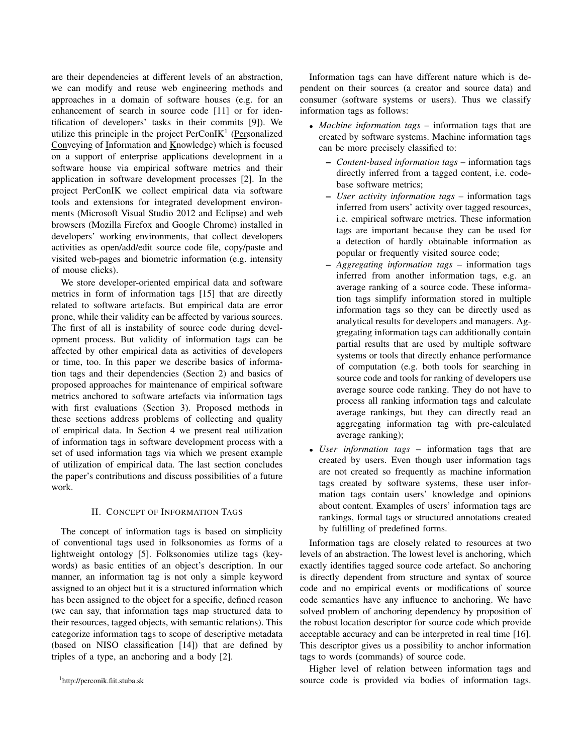are their dependencies at different levels of an abstraction, we can modify and reuse web engineering methods and approaches in a domain of software houses (e.g. for an enhancement of search in source code [11] or for identification of developers' tasks in their commits [9]). We utilize this principle in the project PerConIK[1] (Personalized Conveying of Information and Knowledge) which is focused on a support of enterprise applications development in a software house via empirical software metrics and their application in software development processes [2]. In the project PerConIK we collect empirical data via software tools and extensions for integrated development environments (Microsoft Visual Studio 2012 and Eclipse) and web browsers (Mozilla Firefox and Google Chrome) installed in developers' working environments, that collect developers activities as open/add/edit source code file, copy/paste and visited web-pages and biometric information (e.g. intensity of mouse clicks).

We store developer-oriented empirical data and software metrics in form of information tags [15] that are directly related to software artefacts. But empirical data are error prone, while their validity can be affected by various sources. The first of all is instability of source code during development process. But validity of information tags can be affected by other empirical data as activities of developers or time, too. In this paper we describe basics of information tags and their dependencies (Section 2) and basics of proposed approaches for maintenance of empirical software metrics anchored to software artefacts via information tags with first evaluations (Section 3). Proposed methods in these sections address problems of collecting and quality of empirical data. In Section 4 we present real utilization of information tags in software development process with a set of used information tags via which we present example of utilization of empirical data. The last section concludes the paper's contributions and discuss possibilities of a future work.

## II. Concept of Information Tags

The concept of information tags is based on simplicity of conventional tags used in folksonomies as forms of a lightweight ontology [5]. Folksonomies utilize tags (keywords) as basic entities of an object's description. In our manner, an information tag is not only a simple keyword assigned to an object but it is a structured information which has been assigned to the object for a specific, defined reason (we can say, that information tags map structured data to their resources, tagged objects, with semantic relations). This categorize information tags to scope of descriptive metadata (based on NISO classification [14]) that are defined by triples of a type, an anchoring and a body [2].

[1] http://perconik.fiit.stuba.sk

Information tags can have different nature which is dependent on their sources (a creator and source data) and consumer (software systems or users). Thus we classify information tags as follows:

- *Machine information tags* – information tags that are created by software systems. Machine information tags can be more precisely classified to:
  - *Content-based information tags* – information tags directly inferred from a tagged content, i.e. codebase software metrics;
  - *User activity information tags* – information tags inferred from users' activity over tagged resources, i.e. empirical software metrics. These information tags are important because they can be used for a detection of hardly obtainable information as popular or frequently visited source code;
  - *Aggregating information tags* – information tags inferred from another information tags, e.g. an average ranking of a source code. These information tags simplify information stored in multiple information tags so they can be directly used as analytical results for developers and managers. Aggregating information tags can additionally contain partial results that are used by multiple software systems or tools that directly enhance performance of computation (e.g. both tools for searching in source code and tools for ranking of developers use average source code ranking. They do not have to process all ranking information tags and calculate average rankings, but they can directly read an aggregating information tag with pre-calculated average ranking);
- *User information tags* – information tags that are created by users. Even though user information tags are not created so frequently as machine information tags created by software systems, these user information tags contain users' knowledge and opinions about content. Examples of users' information tags are rankings, formal tags or structured annotations created by fulfilling of predefined forms.

Information tags are closely related to resources at two levels of an abstraction. The lowest level is anchoring, which exactly identifies tagged source code artefact. So anchoring is directly dependent from structure and syntax of source code and no empirical events or modifications of source code semantics have any influence to anchoring. We have solved problem of anchoring dependency by proposition of the robust location descriptor for source code which provide acceptable accuracy and can be interpreted in real time [16]. This descriptor gives us a possibility to anchor information tags to words (commands) of source code.

Higher level of relation between information tags and source code is provided via bodies of information tags.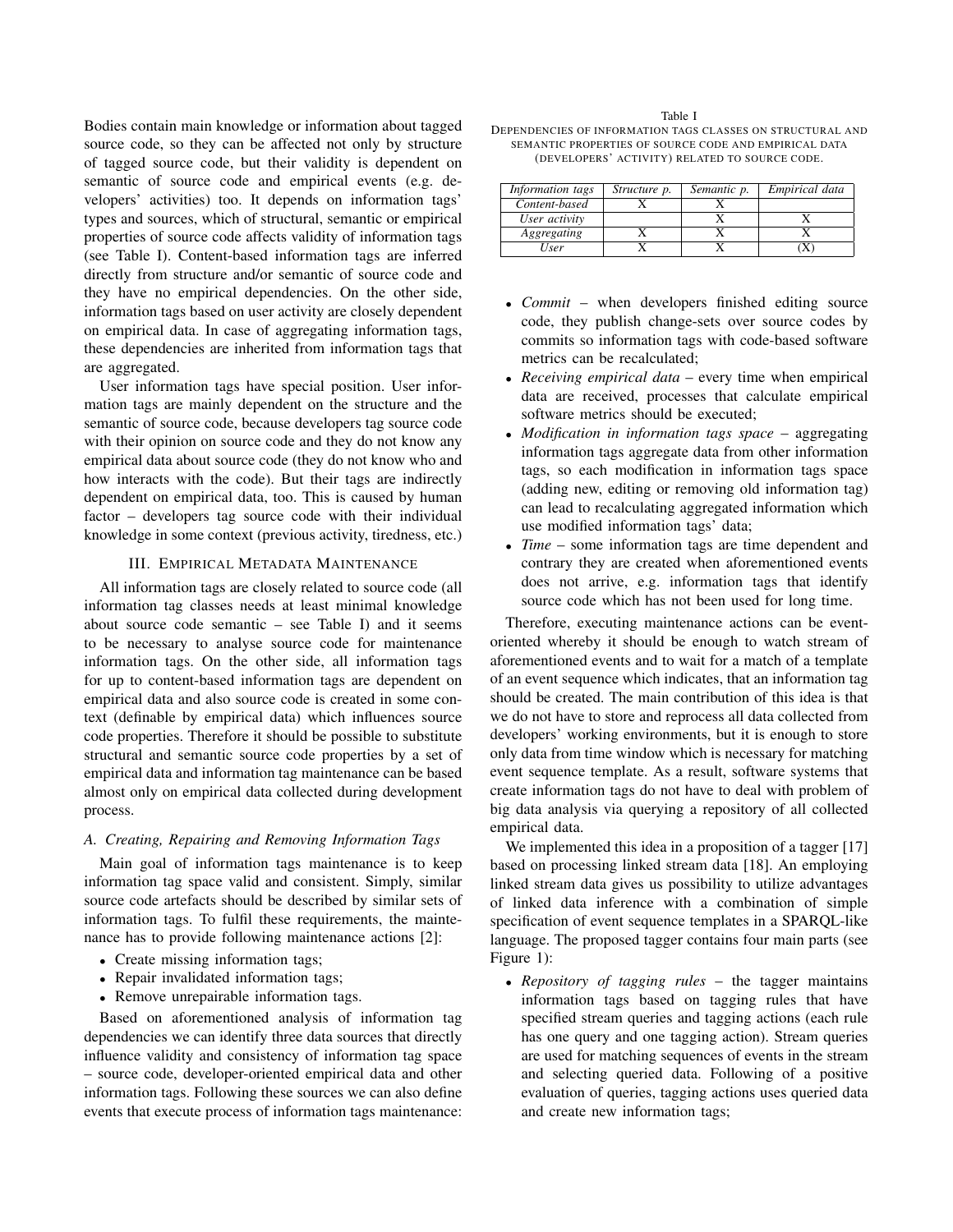Bodies contain main knowledge or information about tagged source code, so they can be affected not only by structure of tagged source code, but their validity is dependent on semantic of source code and empirical events (e.g. developers' activities) too. It depends on information tags' types and sources, which of structural, semantic or empirical properties of source code affects validity of information tags (see Table I). Content-based information tags are inferred directly from structure and/or semantic of source code and they have no empirical dependencies. On the other side, information tags based on user activity are closely dependent on empirical data. In case of aggregating information tags, these dependencies are inherited from information tags that are aggregated.

User information tags have special position. User information tags are mainly dependent on the structure and the semantic of source code, because developers tag source code with their opinion on source code and they do not know any empirical data about source code (they do not know who and how interacts with the code). But their tags are indirectly dependent on empirical data, too. This is caused by human factor – developers tag source code with their individual knowledge in some context (previous activity, tiredness, etc.)

## III. Empirical Metadata Maintenance

All information tags are closely related to source code (all information tag classes needs at least minimal knowledge about source code semantic – see Table I) and it seems to be necessary to analyse source code for maintenance information tags. On the other side, all information tags for up to content-based information tags are dependent on empirical data and also source code is created in some context (definable by empirical data) which influences source code properties. Therefore it should be possible to substitute structural and semantic source code properties by a set of empirical data and information tag maintenance can be based almost only on empirical data collected during development process.

### A. Creating, Repairing and Removing Information Tags

Main goal of information tags maintenance is to keep information tag space valid and consistent. Simply, similar source code artefacts should be described by similar sets of information tags. To fulfil these requirements, the maintenance has to provide following maintenance actions [2]:

- Create missing information tags;
- Repair invalidated information tags;
- Remove unrepairable information tags.

Based on aforementioned analysis of information tag dependencies we can identify three data sources that directly influence validity and consistency of information tag space – source code, developer-oriented empirical data and other information tags. Following these sources we can also define events that execute process of information tags maintenance:

Table I
Dependencies of information tags classes on structural and semantic properties of source code and empirical data (developers' activity) related to source code.

| *Information tags* | *Structure p.* | *Semantic p.* | *Empirical data* |
|---|---|---|---|
| *Content-based* | X | X | |
| *User activity* | | X | X |
| *Aggregating* | X | X | X |
| *User* | X | X | (X) |

- *Commit* – when developers finished editing source code, they publish change-sets over source codes by commits so information tags with code-based software metrics can be recalculated;
- *Receiving empirical data* – every time when empirical data are received, processes that calculate empirical software metrics should be executed;
- *Modification in information tags space* – aggregating information tags aggregate data from other information tags, so each modification in information tags space (adding new, editing or removing old information tag) can lead to recalculating aggregated information which use modified information tags' data;
- *Time* – some information tags are time dependent and contrary they are created when aforementioned events does not arrive, e.g. information tags that identify source code which has not been used for long time.

Therefore, executing maintenance actions can be event-oriented whereby it should be enough to watch stream of aforementioned events and to wait for a match of a template of an event sequence which indicates, that an information tag should be created. The main contribution of this idea is that we do not have to store and reprocess all data collected from developers' working environments, but it is enough to store only data from time window which is necessary for matching event sequence template. As a result, software systems that create information tags do not have to deal with problem of big data analysis via querying a repository of all collected empirical data.

We implemented this idea in a proposition of a tagger [17] based on processing linked stream data [18]. An employing linked stream data gives us possibility to utilize advantages of linked data inference with a combination of simple specification of event sequence templates in a SPARQL-like language. The proposed tagger contains four main parts (see Figure 1):

- *Repository of tagging rules* – the tagger maintains information tags based on tagging rules that have specified stream queries and tagging actions (each rule has one query and one tagging action). Stream queries are used for matching sequences of events in the stream and selecting queried data. Following of a positive evaluation of queries, tagging actions uses queried data and create new information tags;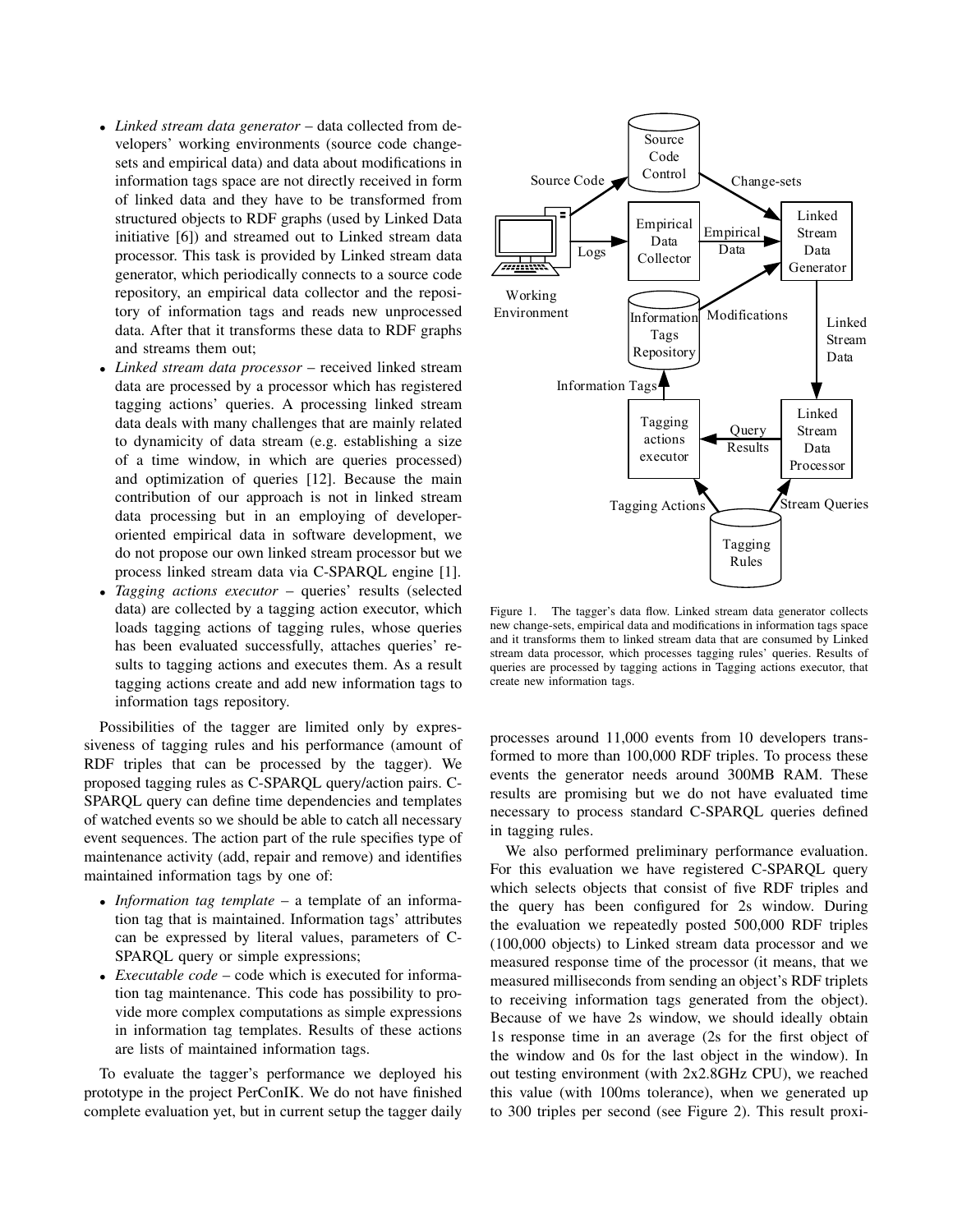- *Linked stream data generator* – data collected from developers' working environments (source code change-sets and empirical data) and data about modifications in information tags space are not directly received in form of linked data and they have to be transformed from structured objects to RDF graphs (used by Linked Data initiative [6]) and streamed out to Linked stream data processor. This task is provided by Linked stream data generator, which periodically connects to a source code repository, an empirical data collector and the repository of information tags and reads new unprocessed data. After that it transforms these data to RDF graphs and streams them out;
- *Linked stream data processor* – received linked stream data are processed by a processor which has registered tagging actions' queries. A processing linked stream data deals with many challenges that are mainly related to dynamicity of data stream (e.g. establishing a size of a time window, in which are queries processed) and optimization of queries [12]. Because the main contribution of our approach is not in linked stream data processing but in an employing of developer-oriented empirical data in software development, we do not propose our own linked stream processor but we process linked stream data via C-SPARQL engine [1].
- *Tagging actions executor* – queries' results (selected data) are collected by a tagging action executor, which loads tagging actions of tagging rules, whose queries has been evaluated successfully, attaches queries' results to tagging actions and executes them. As a result tagging actions create and add new information tags to information tags repository.

Figure 1. The tagger's data flow. Linked stream data generator collects new change-sets, empirical data and modifications in information tags space and it transforms them to linked stream data that are consumed by Linked stream data processor, which processes tagging rules' queries. Results of queries are processed by tagging actions in Tagging actions executor, that create new information tags.

Possibilities of the tagger are limited only by expressiveness of tagging rules and his performance (amount of RDF triples that can be processed by the tagger). We proposed tagging rules as C-SPARQL query/action pairs. C-SPARQL query can define time dependencies and templates of watched events so we should be able to catch all necessary event sequences. The action part of the rule specifies type of maintenance activity (add, repair and remove) and identifies maintained information tags by one of:

- *Information tag template* – a template of an information tag that is maintained. Information tags' attributes can be expressed by literal values, parameters of C-SPARQL query or simple expressions;
- *Executable code* – code which is executed for information tag maintenance. This code has possibility to provide more complex computations as simple expressions in information tag templates. Results of these actions are lists of maintained information tags.

To evaluate the tagger's performance we deployed his prototype in the project PerConIK. We do not have finished complete evaluation yet, but in current setup the tagger daily processes around 11,000 events from 10 developers transformed to more than 100,000 RDF triples. To process these events the generator needs around 300MB RAM. These results are promising but we do not have evaluated time necessary to process standard C-SPARQL queries defined in tagging rules.

We also performed preliminary performance evaluation. For this evaluation we have registered C-SPARQL query which selects objects that consist of five RDF triples and the query has been configured for 2s window. During the evaluation we repeatedly posted 500,000 RDF triples (100,000 objects) to Linked stream data processor and we measured response time of the processor (it means, that we measured milliseconds from sending an object's RDF triplets to receiving information tags generated from the object). Because of we have 2s window, we should ideally obtain 1s response time in an average (2s for the first object of the window and 0s for the last object in the window). In out testing environment (with 2x2.8GHz CPU), we reached this value (with 100ms tolerance), when we generated up to 300 triples per second (see Figure 2). This result proxi-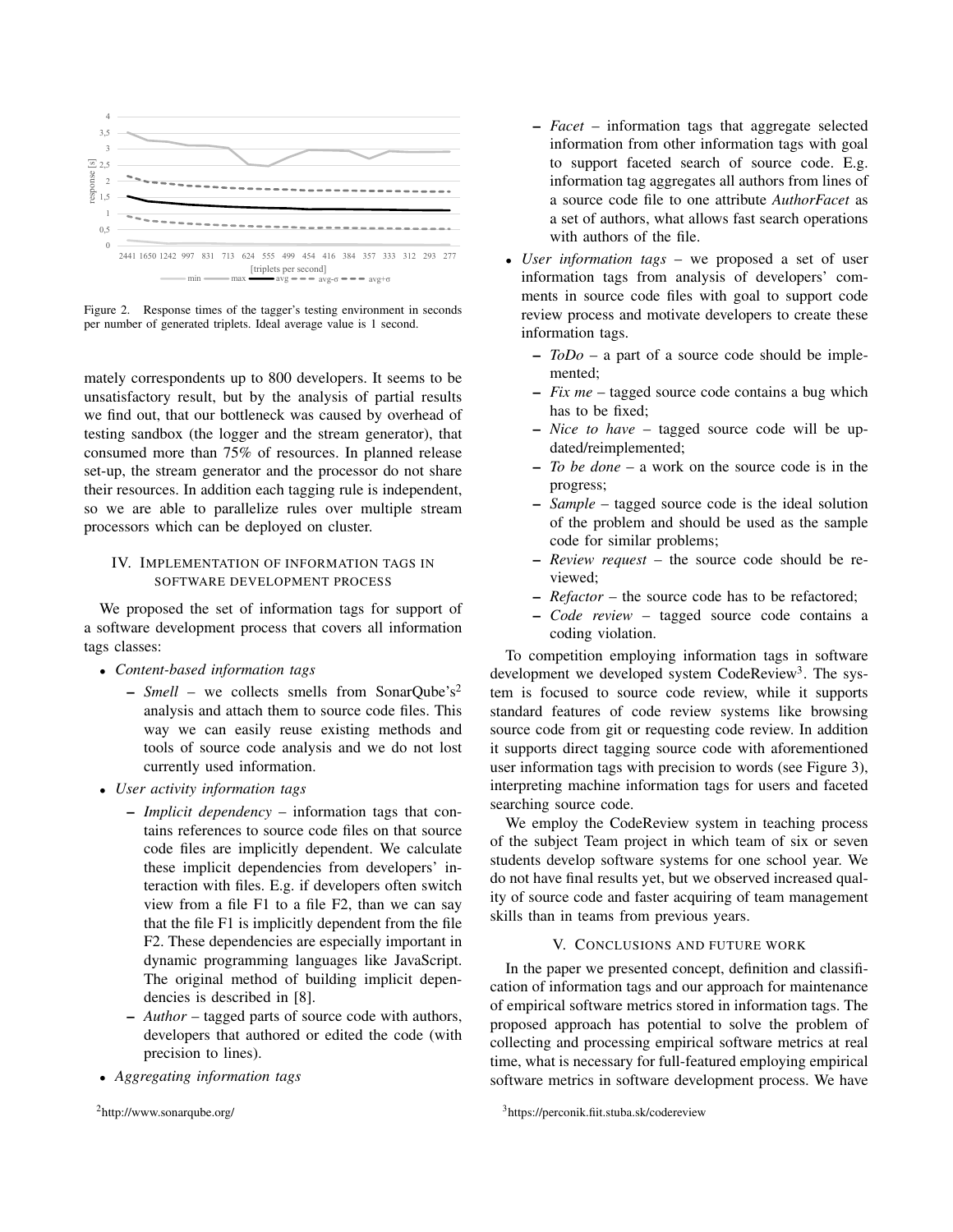4
3,5
3
2,5
2
1,5
1
0,5
0

response [s]

2441 1650 1242 997 831 713 624 555 499 454 416 384 357 333 312 293 277

[triplets per second]

min max avg avg-σ avg+σ

Figure 2. Response times of the tagger's testing environment in seconds per number of generated triplets. Ideal average value is 1 second.

mately correspondents up to 800 developers. It seems to be unsatisfactory result, but by the analysis of partial results we find out, that our bottleneck was caused by overhead of testing sandbox (the logger and the stream generator), that consumed more than 75% of resources. In planned release set-up, the stream generator and the processor do not share their resources. In addition each tagging rule is independent, so we are able to parallelize rules over multiple stream processors which can be deployed on cluster.

## IV. Implementation of information tags in software development process

We proposed the set of information tags for support of a software development process that covers all information tags classes:

- *Content-based information tags*
  - *Smell* – we collects smells from SonarQube's[2] analysis and attach them to source code files. This way we can easily reuse existing methods and tools of source code analysis and we do not lost currently used information.
- *User activity information tags*
  - *Implicit dependency* – information tags that contains references to source code files on that source code files are implicitly dependent. We calculate these implicit dependencies from developers' interaction with files. E.g. if developers often switch view from a file F1 to a file F2, than we can say that the file F1 is implicitly dependent from the file F2. These dependencies are especially important in dynamic programming languages like JavaScript. The original method of building implicit dependencies is described in [8].
  - *Author* – tagged parts of source code with authors, developers that authored or edited the code (with precision to lines).
- *Aggregating information tags*
  - *Facet* – information tags that aggregate selected information from other information tags with goal to support faceted search of source code. E.g. information tag aggregates all authors from lines of a source code file to one attribute *AuthorFacet* as a set of authors, what allows fast search operations with authors of the file.
- *User information tags* – we proposed a set of user information tags from analysis of developers' comments in source code files with goal to support code review process and motivate developers to create these information tags.
  - *ToDo* – a part of a source code should be implemented;
  - *Fix me* – tagged source code contains a bug which has to be fixed;
  - *Nice to have* – tagged source code will be updated/reimplemented;
  - *To be done* – a work on the source code is in the progress;
  - *Sample* – tagged source code is the ideal solution of the problem and should be used as the sample code for similar problems;
  - *Review request* – the source code should be reviewed;
  - *Refactor* – the source code has to be refactored;
  - *Code review* – tagged source code contains a coding violation.

To competition employing information tags in software development we developed system CodeReview[3]. The system is focused to source code review, while it supports standard features of code review systems like browsing source code from git or requesting code review. In addition it supports direct tagging source code with aforementioned user information tags with precision to words (see Figure 3), interpreting machine information tags for users and faceted searching source code.

We employ the CodeReview system in teaching process of the subject Team project in which team of six or seven students develop software systems for one school year. We do not have final results yet, but we observed increased quality of source code and faster acquiring of team management skills than in teams from previous years.

## V. Conclusions and future work

In the paper we presented concept, definition and classification of information tags and our approach for maintenance of empirical software metrics stored in information tags. The proposed approach has potential to solve the problem of collecting and processing empirical software metrics at real time, what is necessary for full-featured employing empirical software metrics in software development process. We have

[2]http://www.sonarqube.org/

[3]https://perconik.fiit.stuba.sk/codereview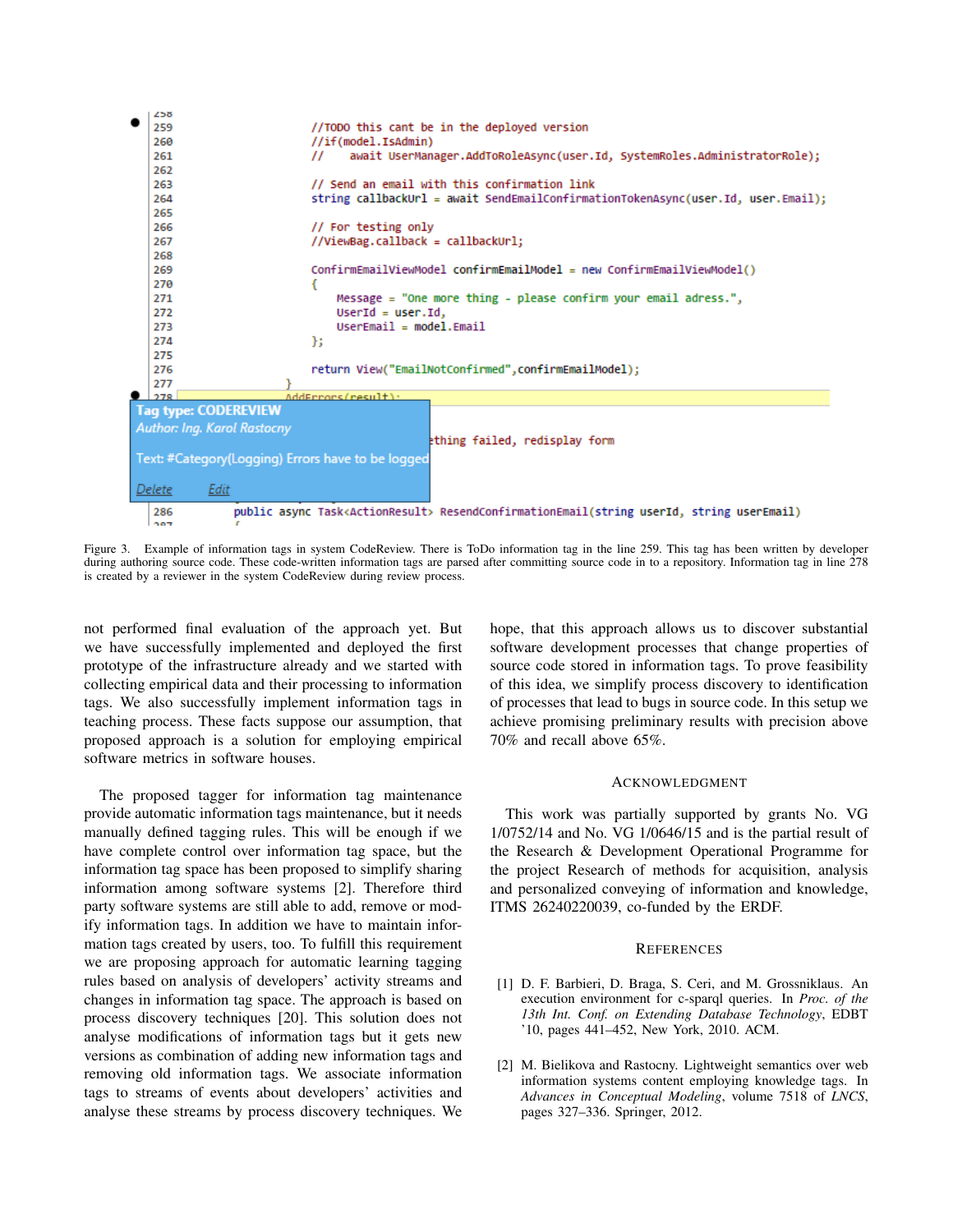```
258
259                 //TODO this cant be in the deployed version
260                 //if(model.IsAdmin)
261                 //    await UserManager.AddToRoleAsync(user.Id, SystemRoles.AdministratorRole);
262
263                 // Send an email with this confirmation link
264                 string callbackUrl = await SendEmailConfirmationTokenAsync(user.Id, user.Email);
265
266                 // For testing only
267                 //ViewBag.callback = callbackUrl;
268
269                 ConfirmEmailViewModel confirmEmailModel = new ConfirmEmailViewModel()
270                 {
271                     Message = "One more thing - please confirm your email adress.",
272                     UserId = user.Id,
273                     UserEmail = model.Email
274                 };
275
276                 return View("EmailNotConfirmed",confirmEmailModel);
277             }
278             AddErrors(result);
```

Tag type: CODEREVIEW
Author: Ing. Karol Rastocny

Text: #Category(Logging) Errors have to be logged

Delete Edit

```
            ...thing failed, redisplay form

286         public async Task<ActionResult> ResendConfirmationEmail(string userId, string userEmail)
287         {
```

Figure 3. Example of information tags in system CodeReview. There is ToDo information tag in the line 259. This tag has been written by developer during authoring source code. These code-written information tags are parsed after committing source code in to a repository. Information tag in line 278 is created by a reviewer in the system CodeReview during review process.

not performed final evaluation of the approach yet. But we have successfully implemented and deployed the first prototype of the infrastructure already and we started with collecting empirical data and their processing to information tags. We also successfully implement information tags in teaching process. These facts suppose our assumption, that proposed approach is a solution for employing empirical software metrics in software houses.

The proposed tagger for information tag maintenance provide automatic information tags maintenance, but it needs manually defined tagging rules. This will be enough if we have complete control over information tag space, but the information tag space has been proposed to simplify sharing information among software systems [2]. Therefore third party software systems are still able to add, remove or modify information tags. In addition we have to maintain information tags created by users, too. To fulfill this requirement we are proposing approach for automatic learning tagging rules based on analysis of developers' activity streams and changes in information tag space. The approach is based on process discovery techniques [20]. This solution does not analyse modifications of information tags but it gets new versions as combination of adding new information tags and removing old information tags. We associate information tags to streams of events about developers' activities and analyse these streams by process discovery techniques. We hope, that this approach allows us to discover substantial software development processes that change properties of source code stored in information tags. To prove feasibility of this idea, we simplify process discovery to identification of processes that lead to bugs in source code. In this setup we achieve promising preliminary results with precision above 70% and recall above 65%.

## Acknowledgment

This work was partially supported by grants No. VG 1/0752/14 and No. VG 1/0646/15 and is the partial result of the Research & Development Operational Programme for the project Research of methods for acquisition, analysis and personalized conveying of information and knowledge, ITMS 26240220039, co-funded by the ERDF.

## References

[1] D. F. Barbieri, D. Braga, S. Ceri, and M. Grossniklaus. An execution environment for c-sparql queries. In *Proc. of the 13th Int. Conf. on Extending Database Technology*, EDBT '10, pages 441–452, New York, 2010. ACM.

[2] M. Bielikova and Rastocny. Lightweight semantics over web information systems content employing knowledge tags. In *Advances in Conceptual Modeling*, volume 7518 of *LNCS*, pages 327–336. Springer, 2012.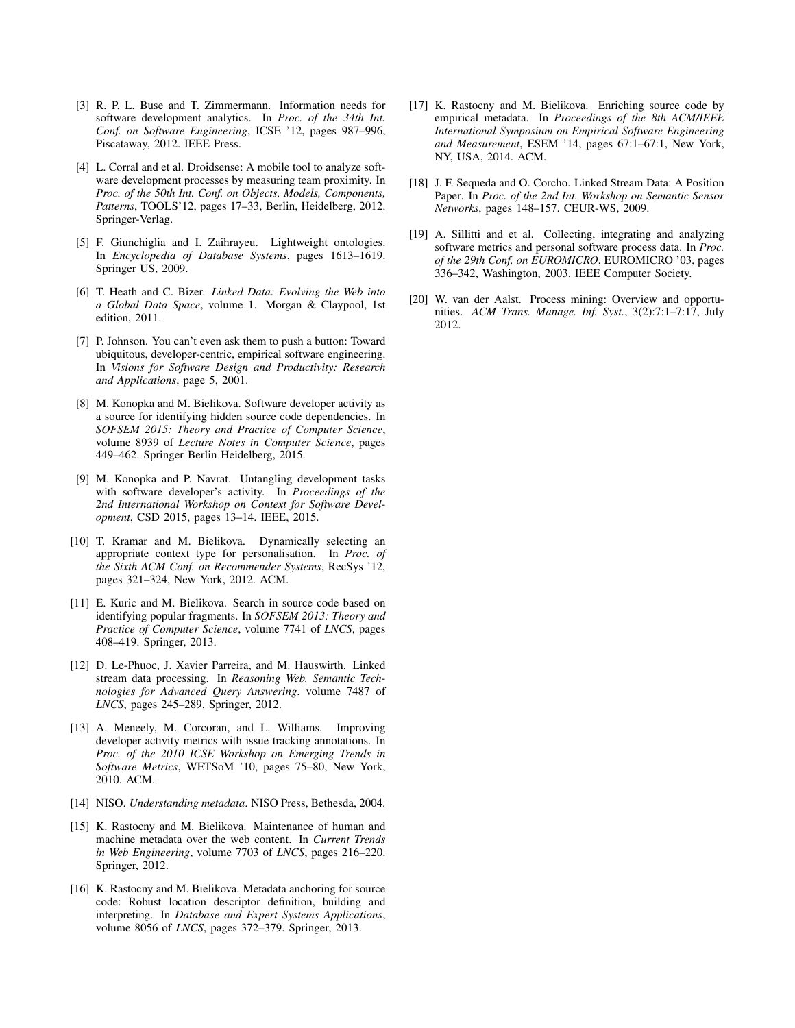[3] R. P. L. Buse and T. Zimmermann. Information needs for software development analytics. In *Proc. of the 34th Int. Conf. on Software Engineering*, ICSE '12, pages 987–996, Piscataway, 2012. IEEE Press.

[4] L. Corral and et al. Droidsense: A mobile tool to analyze software development processes by measuring team proximity. In *Proc. of the 50th Int. Conf. on Objects, Models, Components, Patterns*, TOOLS'12, pages 17–33, Berlin, Heidelberg, 2012. Springer-Verlag.

[5] F. Giunchiglia and I. Zaihrayeu. Lightweight ontologies. In *Encyclopedia of Database Systems*, pages 1613–1619. Springer US, 2009.

[6] T. Heath and C. Bizer. *Linked Data: Evolving the Web into a Global Data Space*, volume 1. Morgan & Claypool, 1st edition, 2011.

[7] P. Johnson. You can't even ask them to push a button: Toward ubiquitous, developer-centric, empirical software engineering. In *Visions for Software Design and Productivity: Research and Applications*, page 5, 2001.

[8] M. Konopka and M. Bielikova. Software developer activity as a source for identifying hidden source code dependencies. In *SOFSEM 2015: Theory and Practice of Computer Science*, volume 8939 of *Lecture Notes in Computer Science*, pages 449–462. Springer Berlin Heidelberg, 2015.

[9] M. Konopka and P. Navrat. Untangling development tasks with software developer's activity. In *Proceedings of the 2nd International Workshop on Context for Software Development*, CSD 2015, pages 13–14. IEEE, 2015.

[10] T. Kramar and M. Bielikova. Dynamically selecting an appropriate context type for personalisation. In *Proc. of the Sixth ACM Conf. on Recommender Systems*, RecSys '12, pages 321–324, New York, 2012. ACM.

[11] E. Kuric and M. Bielikova. Search in source code based on identifying popular fragments. In *SOFSEM 2013: Theory and Practice of Computer Science*, volume 7741 of *LNCS*, pages 408–419. Springer, 2013.

[12] D. Le-Phuoc, J. Xavier Parreira, and M. Hauswirth. Linked stream data processing. In *Reasoning Web. Semantic Technologies for Advanced Query Answering*, volume 7487 of *LNCS*, pages 245–289. Springer, 2012.

[13] A. Meneely, M. Corcoran, and L. Williams. Improving developer activity metrics with issue tracking annotations. In *Proc. of the 2010 ICSE Workshop on Emerging Trends in Software Metrics*, WETSoM '10, pages 75–80, New York, 2010. ACM.

[14] NISO. *Understanding metadata*. NISO Press, Bethesda, 2004.

[15] K. Rastocny and M. Bielikova. Maintenance of human and machine metadata over the web content. In *Current Trends in Web Engineering*, volume 7703 of *LNCS*, pages 216–220. Springer, 2012.

[16] K. Rastocny and M. Bielikova. Metadata anchoring for source code: Robust location descriptor definition, building and interpreting. In *Database and Expert Systems Applications*, volume 8056 of *LNCS*, pages 372–379. Springer, 2013.

[17] K. Rastocny and M. Bielikova. Enriching source code by empirical metadata. In *Proceedings of the 8th ACM/IEEE International Symposium on Empirical Software Engineering and Measurement*, ESEM '14, pages 67:1–67:1, New York, NY, USA, 2014. ACM.

[18] J. F. Sequeda and O. Corcho. Linked Stream Data: A Position Paper. In *Proc. of the 2nd Int. Workshop on Semantic Sensor Networks*, pages 148–157. CEUR-WS, 2009.

[19] A. Sillitti and et al. Collecting, integrating and analyzing software metrics and personal software process data. In *Proc. of the 29th Conf. on EUROMICRO*, EUROMICRO '03, pages 336–342, Washington, 2003. IEEE Computer Society.

[20] W. van der Aalst. Process mining: Overview and opportunities. *ACM Trans. Manage. Inf. Syst.*, 3(2):7:1–7:17, July 2012.